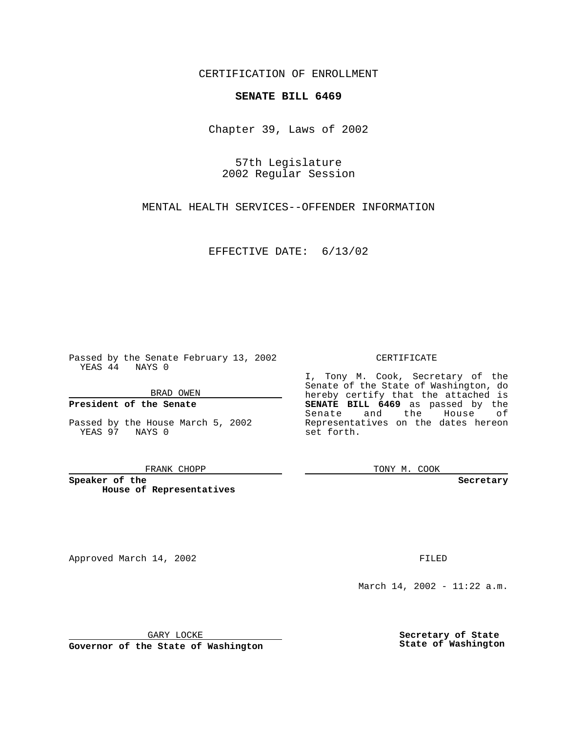CERTIFICATION OF ENROLLMENT

**SENATE BILL 6469**

Chapter 39, Laws of 2002

57th Legislature
2002 Regular Session

MENTAL HEALTH SERVICES--OFFENDER INFORMATION

EFFECTIVE DATE: 6/13/02

Passed by the Senate February 13, 2002
YEAS 44 NAYS 0

BRAD OWEN

**President of the Senate**

Passed by the House March 5, 2002
YEAS 97 NAYS 0

FRANK CHOPP

**Speaker of the House of Representatives**

CERTIFICATE

I, Tony M. Cook, Secretary of the Senate of the State of Washington, do hereby certify that the attached is **SENATE BILL 6469** as passed by the Senate and the House of Representatives on the dates hereon set forth.

TONY M. COOK

**Secretary**

Approved March 14, 2002

GARY LOCKE

**Governor of the State of Washington**

FILED

March 14, 2002 - 11:22 a.m.

**Secretary of State**
**State of Washington**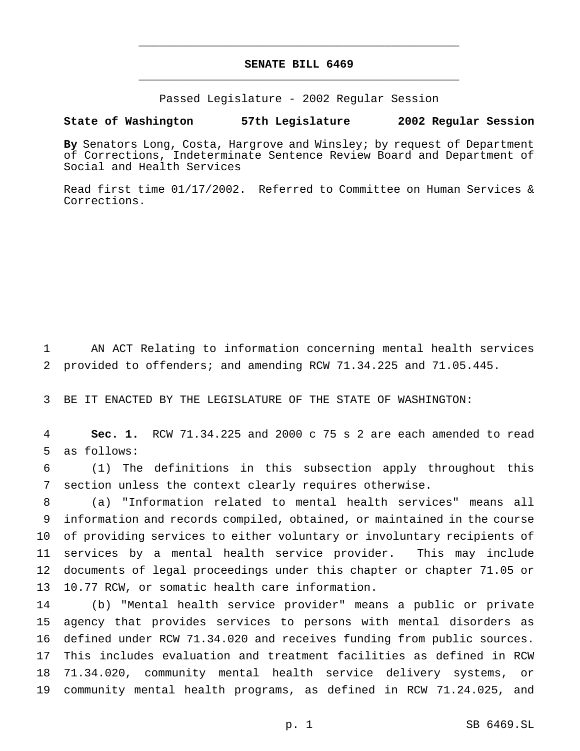**SENATE BILL 6469**

Passed Legislature - 2002 Regular Session

**State of Washington 57th Legislature 2002 Regular Session**

**By** Senators Long, Costa, Hargrove and Winsley; by request of Department of Corrections, Indeterminate Sentence Review Board and Department of Social and Health Services

Read first time 01/17/2002. Referred to Committee on Human Services & Corrections.

AN ACT Relating to information concerning mental health services provided to offenders; and amending RCW 71.34.225 and 71.05.445.

BE IT ENACTED BY THE LEGISLATURE OF THE STATE OF WASHINGTON:

**Sec. 1.** RCW 71.34.225 and 2000 c 75 s 2 are each amended to read as follows:

(1) The definitions in this subsection apply throughout this section unless the context clearly requires otherwise.

(a) "Information related to mental health services" means all information and records compiled, obtained, or maintained in the course of providing services to either voluntary or involuntary recipients of services by a mental health service provider. This may include documents of legal proceedings under this chapter or chapter 71.05 or 10.77 RCW, or somatic health care information.

(b) "Mental health service provider" means a public or private agency that provides services to persons with mental disorders as defined under RCW 71.34.020 and receives funding from public sources. This includes evaluation and treatment facilities as defined in RCW 71.34.020, community mental health service delivery systems, or community mental health programs, as defined in RCW 71.24.025, and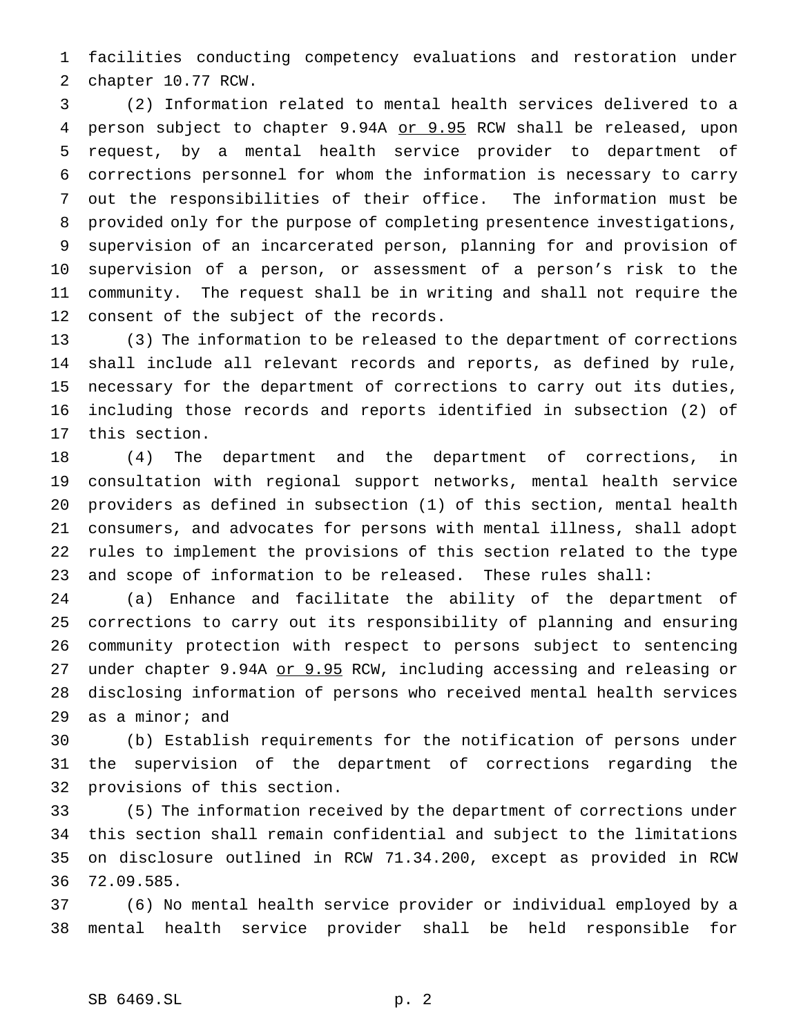facilities conducting competency evaluations and restoration under chapter 10.77 RCW.

(2) Information related to mental health services delivered to a person subject to chapter 9.94A <u>or 9.95</u> RCW shall be released, upon request, by a mental health service provider to department of corrections personnel for whom the information is necessary to carry out the responsibilities of their office. The information must be provided only for the purpose of completing presentence investigations, supervision of an incarcerated person, planning for and provision of supervision of a person, or assessment of a person's risk to the community. The request shall be in writing and shall not require the consent of the subject of the records.

(3) The information to be released to the department of corrections shall include all relevant records and reports, as defined by rule, necessary for the department of corrections to carry out its duties, including those records and reports identified in subsection (2) of this section.

(4) The department and the department of corrections, in consultation with regional support networks, mental health service providers as defined in subsection (1) of this section, mental health consumers, and advocates for persons with mental illness, shall adopt rules to implement the provisions of this section related to the type and scope of information to be released. These rules shall:

(a) Enhance and facilitate the ability of the department of corrections to carry out its responsibility of planning and ensuring community protection with respect to persons subject to sentencing under chapter 9.94A <u>or 9.95</u> RCW, including accessing and releasing or disclosing information of persons who received mental health services as a minor; and

(b) Establish requirements for the notification of persons under the supervision of the department of corrections regarding the provisions of this section.

(5) The information received by the department of corrections under this section shall remain confidential and subject to the limitations on disclosure outlined in RCW 71.34.200, except as provided in RCW 72.09.585.

(6) No mental health service provider or individual employed by a mental health service provider shall be held responsible for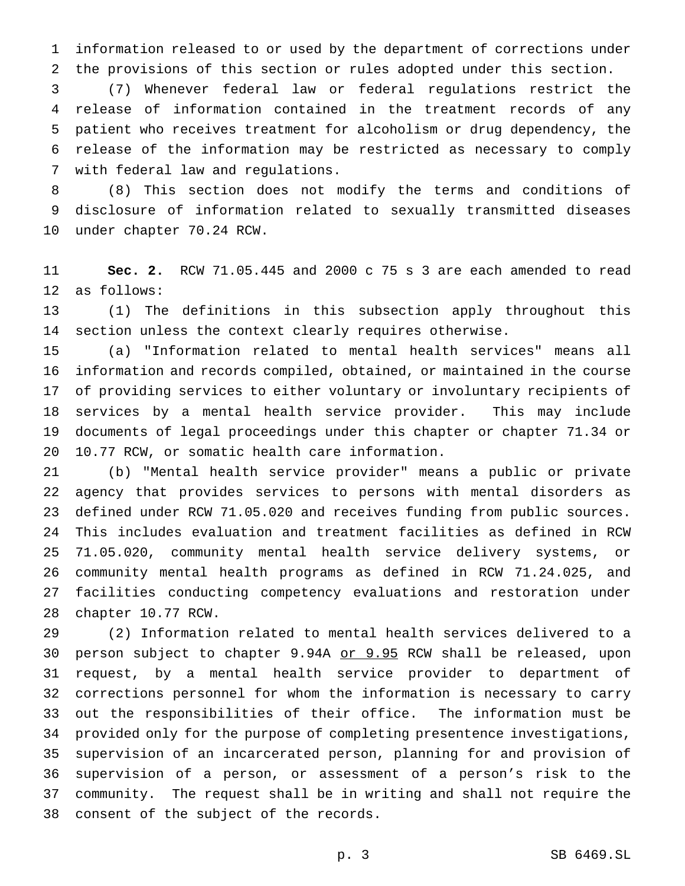information released to or used by the department of corrections under the provisions of this section or rules adopted under this section.

(7) Whenever federal law or federal regulations restrict the release of information contained in the treatment records of any patient who receives treatment for alcoholism or drug dependency, the release of the information may be restricted as necessary to comply with federal law and regulations.

(8) This section does not modify the terms and conditions of disclosure of information related to sexually transmitted diseases under chapter 70.24 RCW.

**Sec. 2.** RCW 71.05.445 and 2000 c 75 s 3 are each amended to read as follows:

(1) The definitions in this subsection apply throughout this section unless the context clearly requires otherwise.

(a) "Information related to mental health services" means all information and records compiled, obtained, or maintained in the course of providing services to either voluntary or involuntary recipients of services by a mental health service provider. This may include documents of legal proceedings under this chapter or chapter 71.34 or 10.77 RCW, or somatic health care information.

(b) "Mental health service provider" means a public or private agency that provides services to persons with mental disorders as defined under RCW 71.05.020 and receives funding from public sources. This includes evaluation and treatment facilities as defined in RCW 71.05.020, community mental health service delivery systems, or community mental health programs as defined in RCW 71.24.025, and facilities conducting competency evaluations and restoration under chapter 10.77 RCW.

(2) Information related to mental health services delivered to a person subject to chapter 9.94A <u>or 9.95</u> RCW shall be released, upon request, by a mental health service provider to department of corrections personnel for whom the information is necessary to carry out the responsibilities of their office. The information must be provided only for the purpose of completing presentence investigations, supervision of an incarcerated person, planning for and provision of supervision of a person, or assessment of a person's risk to the community. The request shall be in writing and shall not require the consent of the subject of the records.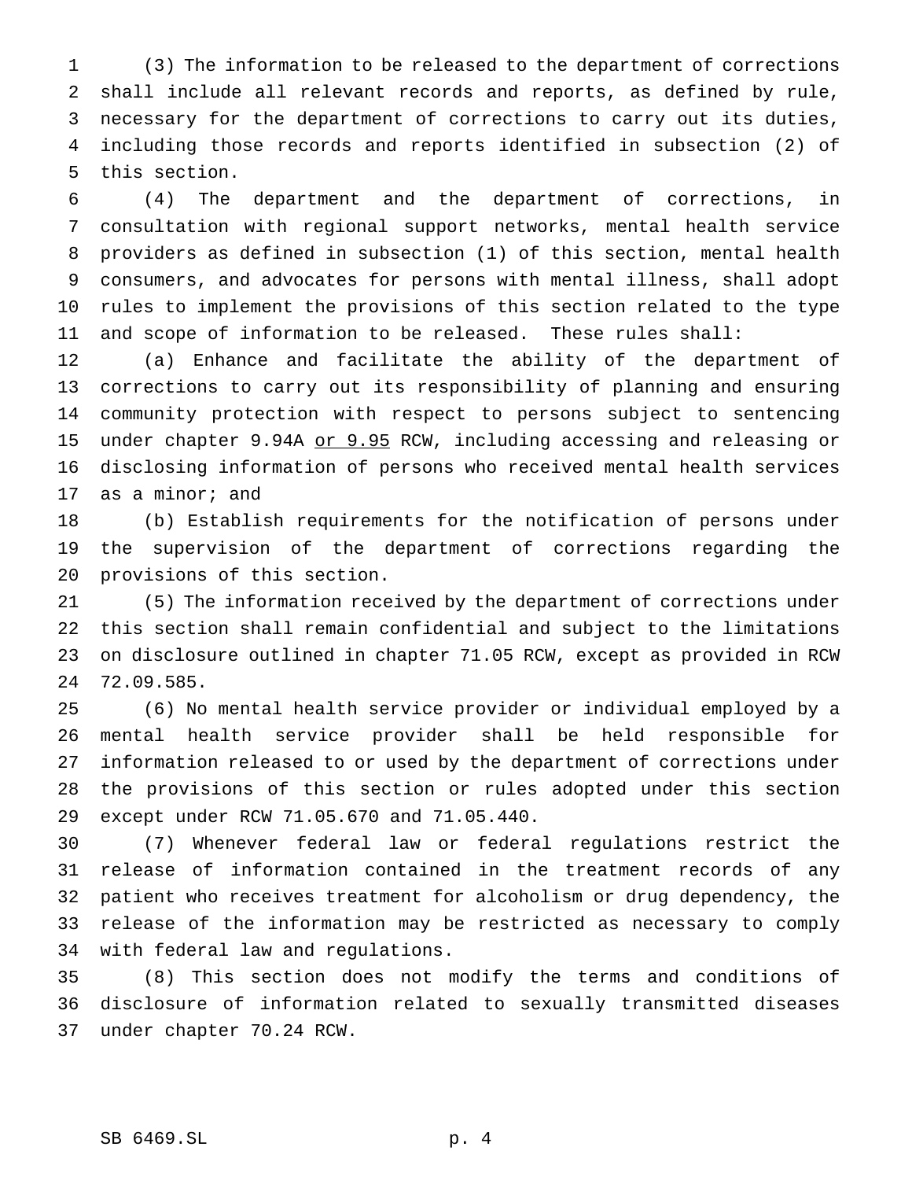(3) The information to be released to the department of corrections shall include all relevant records and reports, as defined by rule, necessary for the department of corrections to carry out its duties, including those records and reports identified in subsection (2) of this section.

(4) The department and the department of corrections, in consultation with regional support networks, mental health service providers as defined in subsection (1) of this section, mental health consumers, and advocates for persons with mental illness, shall adopt rules to implement the provisions of this section related to the type and scope of information to be released. These rules shall:

(a) Enhance and facilitate the ability of the department of corrections to carry out its responsibility of planning and ensuring community protection with respect to persons subject to sentencing under chapter 9.94A or 9.95 RCW, including accessing and releasing or disclosing information of persons who received mental health services as a minor; and

(b) Establish requirements for the notification of persons under the supervision of the department of corrections regarding the provisions of this section.

(5) The information received by the department of corrections under this section shall remain confidential and subject to the limitations on disclosure outlined in chapter 71.05 RCW, except as provided in RCW 72.09.585.

(6) No mental health service provider or individual employed by a mental health service provider shall be held responsible for information released to or used by the department of corrections under the provisions of this section or rules adopted under this section except under RCW 71.05.670 and 71.05.440.

(7) Whenever federal law or federal regulations restrict the release of information contained in the treatment records of any patient who receives treatment for alcoholism or drug dependency, the release of the information may be restricted as necessary to comply with federal law and regulations.

(8) This section does not modify the terms and conditions of disclosure of information related to sexually transmitted diseases under chapter 70.24 RCW.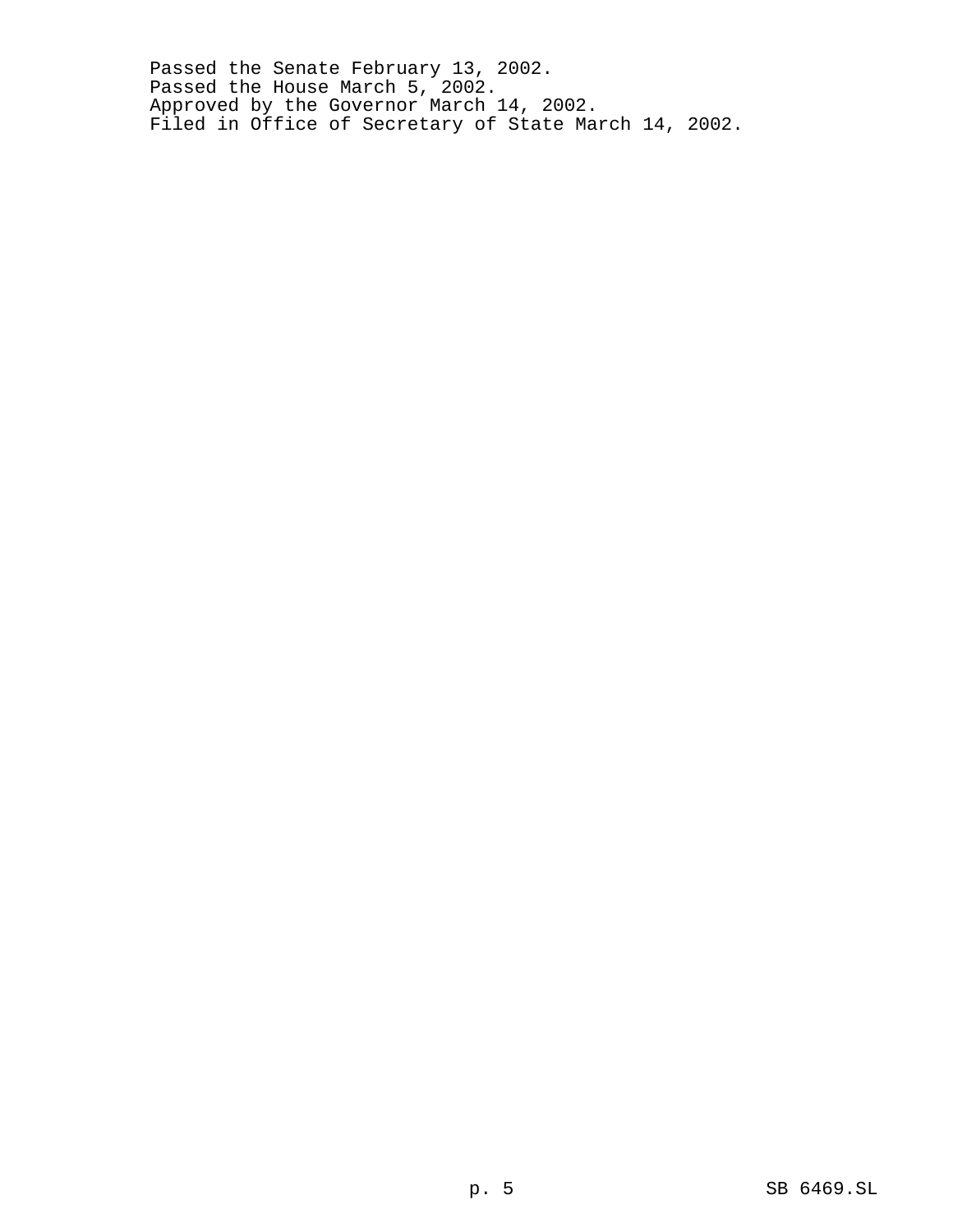Passed the Senate February 13, 2002.
Passed the House March 5, 2002.
Approved by the Governor March 14, 2002.
Filed in Office of Secretary of State March 14, 2002.